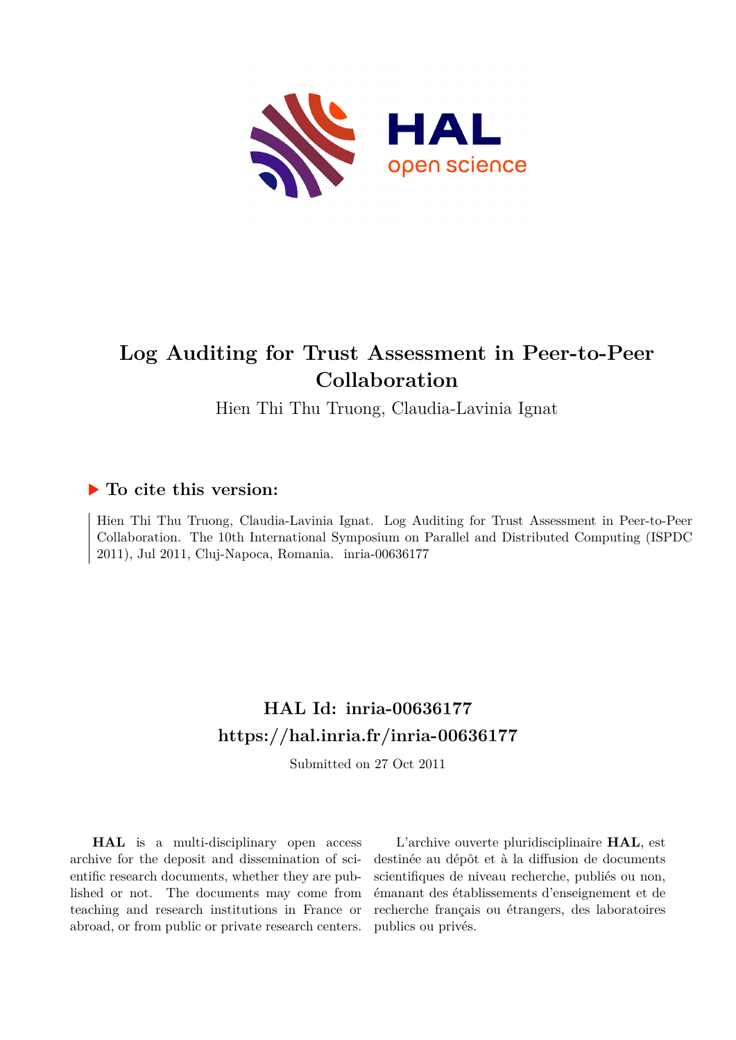# Log Auditing for Trust Assessment in Peer-to-Peer Collaboration

Hien Thi Thu Truong, Claudia-Lavinia Ignat

## ▶ To cite this version:

Hien Thi Thu Truong, Claudia-Lavinia Ignat. Log Auditing for Trust Assessment in Peer-to-Peer Collaboration. The 10th International Symposium on Parallel and Distributed Computing (ISPDC 2011), Jul 2011, Cluj-Napoca, Romania. inria-00636177

## HAL Id: inria-00636177
## https://hal.inria.fr/inria-00636177

Submitted on 27 Oct 2011

**HAL** is a multi-disciplinary open access archive for the deposit and dissemination of scientific research documents, whether they are published or not. The documents may come from teaching and research institutions in France or abroad, or from public or private research centers.

L'archive ouverte pluridisciplinaire **HAL**, est destinée au dépôt et à la diffusion de documents scientifiques de niveau recherche, publiés ou non, émanant des établissements d'enseignement et de recherche français ou étrangers, des laboratoires publics ou privés.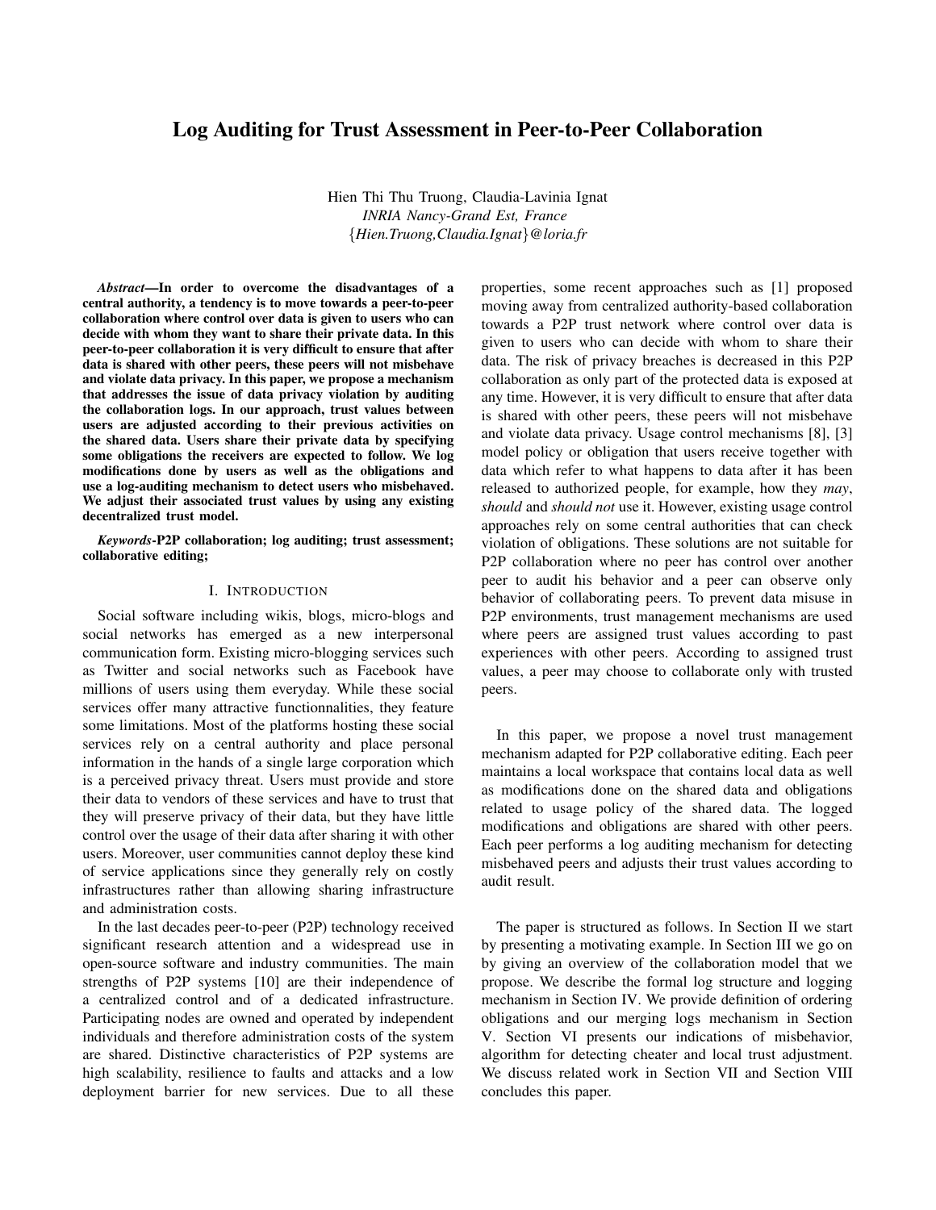# Log Auditing for Trust Assessment in Peer-to-Peer Collaboration

Hien Thi Thu Truong, Claudia-Lavinia Ignat
*INRIA Nancy-Grand Est, France*
{*Hien.Truong,Claudia.Ignat*}*@loria.fr*

***Abstract*—In order to overcome the disadvantages of a central authority, a tendency is to move towards a peer-to-peer collaboration where control over data is given to users who can decide with whom they want to share their private data. In this peer-to-peer collaboration it is very difficult to ensure that after data is shared with other peers, these peers will not misbehave and violate data privacy. In this paper, we propose a mechanism that addresses the issue of data privacy violation by auditing the collaboration logs. In our approach, trust values between users are adjusted according to their previous activities on the shared data. Users share their private data by specifying some obligations the receivers are expected to follow. We log modifications done by users as well as the obligations and use a log-auditing mechanism to detect users who misbehaved. We adjust their associated trust values by using any existing decentralized trust model.**

***Keywords*-P2P collaboration; log auditing; trust assessment; collaborative editing;**

## I. Introduction

Social software including wikis, blogs, micro-blogs and social networks has emerged as a new interpersonal communication form. Existing micro-blogging services such as Twitter and social networks such as Facebook have millions of users using them everyday. While these social services offer many attractive functionnalities, they feature some limitations. Most of the platforms hosting these social services rely on a central authority and place personal information in the hands of a single large corporation which is a perceived privacy threat. Users must provide and store their data to vendors of these services and have to trust that they will preserve privacy of their data, but they have little control over the usage of their data after sharing it with other users. Moreover, user communities cannot deploy these kind of service applications since they generally rely on costly infrastructures rather than allowing sharing infrastructure and administration costs.

In the last decades peer-to-peer (P2P) technology received significant research attention and a widespread use in open-source software and industry communities. The main strengths of P2P systems [10] are their independence of a centralized control and of a dedicated infrastructure. Participating nodes are owned and operated by independent individuals and therefore administration costs of the system are shared. Distinctive characteristics of P2P systems are high scalability, resilience to faults and attacks and a low deployment barrier for new services. Due to all these properties, some recent approaches such as [1] proposed moving away from centralized authority-based collaboration towards a P2P trust network where control over data is given to users who can decide with whom to share their data. The risk of privacy breaches is decreased in this P2P collaboration as only part of the protected data is exposed at any time. However, it is very difficult to ensure that after data is shared with other peers, these peers will not misbehave and violate data privacy. Usage control mechanisms [8], [3] model policy or obligation that users receive together with data which refer to what happens to data after it has been released to authorized people, for example, how they *may*, *should* and *should not* use it. However, existing usage control approaches rely on some central authorities that can check violation of obligations. These solutions are not suitable for P2P collaboration where no peer has control over another peer to audit his behavior and a peer can observe only behavior of collaborating peers. To prevent data misuse in P2P environments, trust management mechanisms are used where peers are assigned trust values according to past experiences with other peers. According to assigned trust values, a peer may choose to collaborate only with trusted peers.

In this paper, we propose a novel trust management mechanism adapted for P2P collaborative editing. Each peer maintains a local workspace that contains local data as well as modifications done on the shared data and obligations related to usage policy of the shared data. The logged modifications and obligations are shared with other peers. Each peer performs a log auditing mechanism for detecting misbehaved peers and adjusts their trust values according to audit result.

The paper is structured as follows. In Section II we start by presenting a motivating example. In Section III we go on by giving an overview of the collaboration model that we propose. We describe the formal log structure and logging mechanism in Section IV. We provide definition of ordering obligations and our merging logs mechanism in Section V. Section VI presents our indications of misbehavior, algorithm for detecting cheater and local trust adjustment. We discuss related work in Section VII and Section VIII concludes this paper.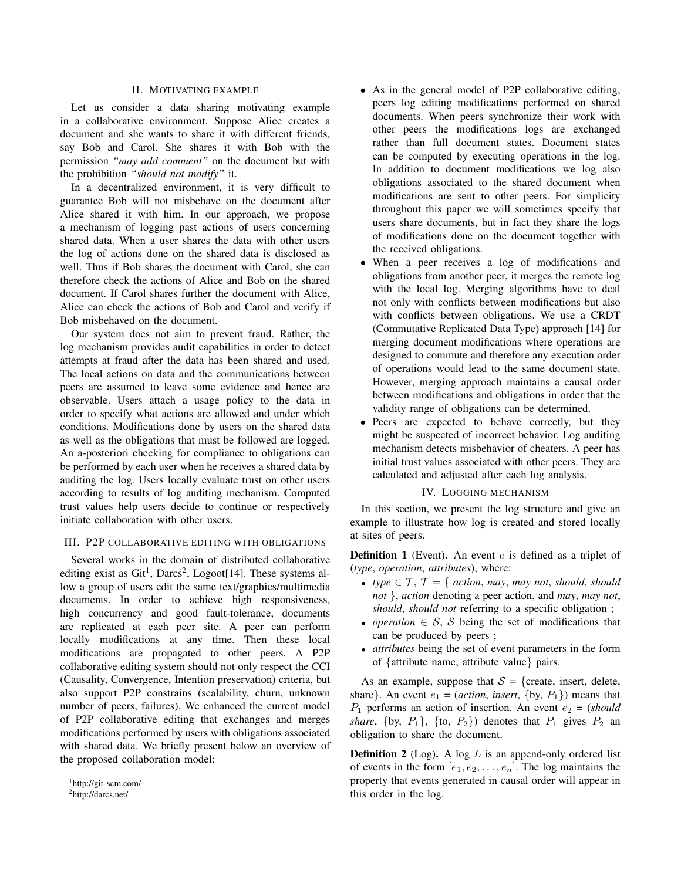## II. Motivating example

Let us consider a data sharing motivating example in a collaborative environment. Suppose Alice creates a document and she wants to share it with different friends, say Bob and Carol. She shares it with Bob with the permission *"may add comment"* on the document but with the prohibition *"should not modify"* it.

In a decentralized environment, it is very difficult to guarantee Bob will not misbehave on the document after Alice shared it with him. In our approach, we propose a mechanism of logging past actions of users concerning shared data. When a user shares the data with other users the log of actions done on the shared data is disclosed as well. Thus if Bob shares the document with Carol, she can therefore check the actions of Alice and Bob on the shared document. If Carol shares further the document with Alice, Alice can check the actions of Bob and Carol and verify if Bob misbehaved on the document.

Our system does not aim to prevent fraud. Rather, the log mechanism provides audit capabilities in order to detect attempts at fraud after the data has been shared and used. The local actions on data and the communications between peers are assumed to leave some evidence and hence are observable. Users attach a usage policy to the data in order to specify what actions are allowed and under which conditions. Modifications done by users on the shared data as well as the obligations that must be followed are logged. An a-posteriori checking for compliance to obligations can be performed by each user when he receives a shared data by auditing the log. Users locally evaluate trust on other users according to results of log auditing mechanism. Computed trust values help users decide to continue or respectively initiate collaboration with other users.

## III. P2P collaborative editing with obligations

Several works in the domain of distributed collaborative editing exist as Git[1], Darcs[2], Logoot[14]. These systems allow a group of users edit the same text/graphics/multimedia documents. In order to achieve high responsiveness, high concurrency and good fault-tolerance, documents are replicated at each peer site. A peer can perform locally modifications at any time. Then these local modifications are propagated to other peers. A P2P collaborative editing system should not only respect the CCI (Causality, Convergence, Intention preservation) criteria, but also support P2P constrains (scalability, churn, unknown number of peers, failures). We enhanced the current model of P2P collaborative editing that exchanges and merges modifications performed by users with obligations associated with shared data. We briefly present below an overview of the proposed collaboration model:

- As in the general model of P2P collaborative editing, peers log editing modifications performed on shared documents. When peers synchronize their work with other peers the modifications logs are exchanged rather than full document states. Document states can be computed by executing operations in the log. In addition to document modifications we log also obligations associated to the shared document when modifications are sent to other peers. For simplicity throughout this paper we will sometimes specify that users share documents, but in fact they share the logs of modifications done on the document together with the received obligations.
- When a peer receives a log of modifications and obligations from another peer, it merges the remote log with the local log. Merging algorithms have to deal not only with conflicts between modifications but also with conflicts between obligations. We use a CRDT (Commutative Replicated Data Type) approach [14] for merging document modifications where operations are designed to commute and therefore any execution order of operations would lead to the same document state. However, merging approach maintains a causal order between modifications and obligations in order that the validity range of obligations can be determined.
- Peers are expected to behave correctly, but they might be suspected of incorrect behavior. Log auditing mechanism detects misbehavior of cheaters. A peer has initial trust values associated with other peers. They are calculated and adjusted after each log analysis.

[1] http://git-scm.com/

[2] http://darcs.net/

## IV. Logging mechanism

In this section, we present the log structure and give an example to illustrate how log is created and stored locally at sites of peers.

**Definition 1** (Event)**.** An event $e$ is defined as a triplet of (*type*, *operation*, *attributes*), where:

- *type* $\in \mathcal{T}$, $\mathcal{T} = \{$ *action*, *may*, *may not*, *should*, *should not* $\}$, *action* denoting a peer action, and *may*, *may not*, *should*, *should not* referring to a specific obligation ;
- *operation* $\in \mathcal{S}$, $\mathcal{S}$ being the set of modifications that can be produced by peers ;
- *attributes* being the set of event parameters in the form of {attribute name, attribute value} pairs.

As an example, suppose that $\mathcal{S}$ = {create, insert, delete, share}. An event $e_1$ = (*action*, *insert*, {by, $P_1$}) means that $P_1$ performs an action of insertion. An event $e_2$ = (*should share*, {by, $P_1$}, {to, $P_2$}) denotes that $P_1$ gives $P_2$ an obligation to share the document.

**Definition 2** (Log)**.** A log $L$ is an append-only ordered list of events in the form $[e_1, e_2, \ldots, e_n]$. The log maintains the property that events generated in causal order will appear in this order in the log.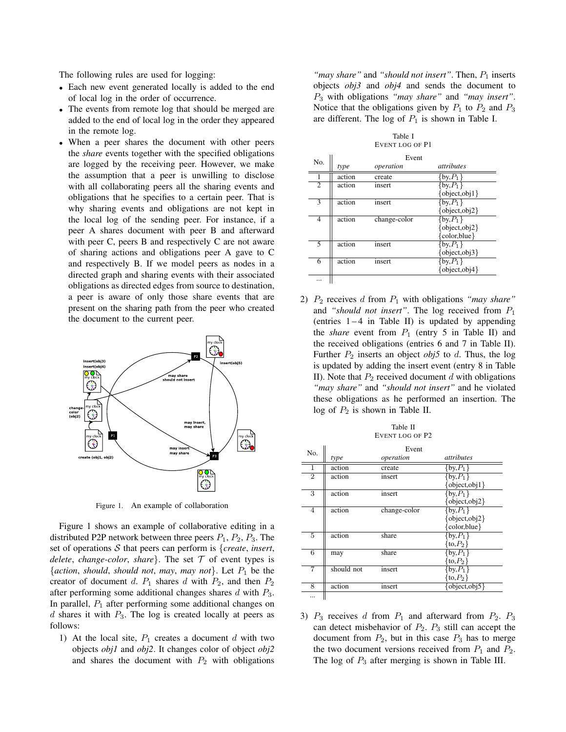The following rules are used for logging:

- Each new event generated locally is added to the end of local log in the order of occurrence.
- The events from remote log that should be merged are added to the end of local log in the order they appeared in the remote log.
- When a peer shares the document with other peers the *share* events together with the specified obligations are logged by the receiving peer. However, we make the assumption that a peer is unwilling to disclose with all collaborating peers all the sharing events and obligations that he specifies to a certain peer. That is why sharing events and obligations are not kept in the local log of the sending peer. For instance, if a peer A shares document with peer B and afterward with peer C, peers B and respectively C are not aware of sharing actions and obligations peer A gave to C and respectively B. If we model peers as nodes in a directed graph and sharing events with their associated obligations as directed edges from source to destination, a peer is aware of only those share events that are present on the sharing path from the peer who created the document to the current peer.

Figure 1. An example of collaboration

Figure 1 shows an example of collaborative editing in a distributed P2P network between three peers $P_1$, $P_2$, $P_3$. The set of operations $\mathcal{S}$ that peers can perform is {*create*, *insert*, *delete*, *change-color*, *share*}. The set $\mathcal{T}$ of event types is {*action*, *should*, *should not*, *may*, *may not*}. Let $P_1$ be the creator of document $d$. $P_1$ shares $d$ with $P_2$, and then $P_2$ after performing some additional changes shares $d$ with $P_3$. In parallel, $P_1$ after performing some additional changes on $d$ shares it with $P_3$. The log is created locally at peers as follows:

1) At the local site, $P_1$ creates a document $d$ with two objects *obj1* and *obj2*. It changes color of object *obj2* and shares the document with $P_2$ with obligations *"may share"* and *"should not insert"*. Then, $P_1$ inserts objects *obj3* and *obj4* and sends the document to $P_3$ with obligations *"may share"* and *"may insert"*. Notice that the obligations given by $P_1$ to $P_2$ and $P_3$ are different. The log of $P_1$ is shown in Table I.

Table I
EVENT LOG OF P1

| No. | Event | | |
|---|---|---|---|
| | *type* | *operation* | *attributes* |
| 1 | action | create | {by,$P_1$} |
| 2 | action | insert | {by,$P_1$} {object,obj1} |
| 3 | action | insert | {by,$P_1$} {object,obj2} |
| 4 | action | change-color | {by,$P_1$} {object,obj2} {color,blue} |
| 5 | action | insert | {by,$P_1$} {object,obj3} |
| 6 | action | insert | {by,$P_1$} {object,obj4} |
| ... | | | |

2) $P_2$ receives $d$ from $P_1$ with obligations *"may share"* and *"should not insert"*. The log received from $P_1$ (entries $1-4$ in Table II) is updated by appending the *share* event from $P_1$ (entry 5 in Table II) and the received obligations (entries 6 and 7 in Table II). Further $P_2$ inserts an object *obj5* to $d$. Thus, the log is updated by adding the insert event (entry 8 in Table II). Note that $P_2$ received document $d$ with obligations *"may share"* and *"should not insert"* and he violated these obligations as he performed an insertion. The log of $P_2$ is shown in Table II.

Table II
EVENT LOG OF P2

| No. | Event | | |
|---|---|---|---|
| | *type* | *operation* | *attributes* |
| 1 | action | create | {by,$P_1$} |
| 2 | action | insert | {by,$P_1$} {object,obj1} |
| 3 | action | insert | {by,$P_1$} {object,obj2} |
| 4 | action | change-color | {by,$P_1$} {object,obj2} {color,blue} |
| 5 | action | share | {by,$P_1$} {to,$P_2$} |
| 6 | may | share | {by,$P_1$} {to,$P_2$} |
| 7 | should not | insert | {by,$P_1$} {to,$P_2$} |
| 8 | action | insert | {object,obj5} |
| ... | | | |

3) $P_3$ receives $d$ from $P_1$ and afterward from $P_2$. $P_3$ can detect misbehavior of $P_2$. $P_3$ still can accept the document from $P_2$, but in this case $P_3$ has to merge the two document versions received from $P_1$ and $P_2$. The log of $P_3$ after merging is shown in Table III.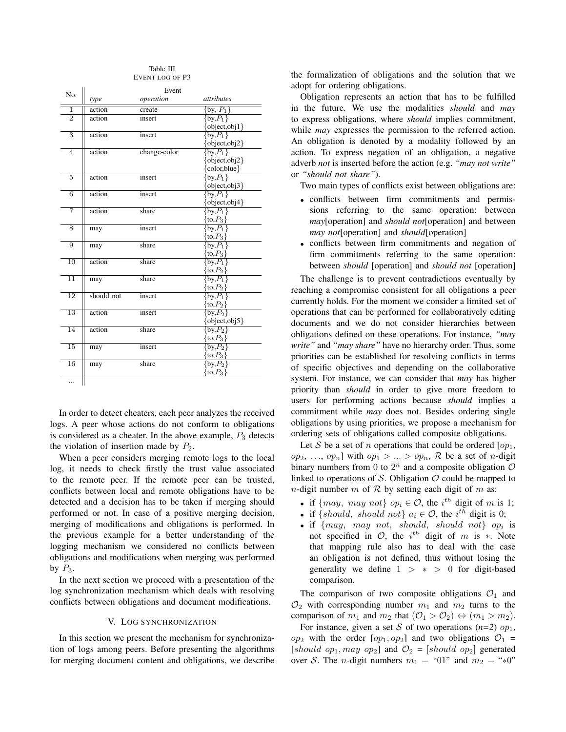Table III
EVENT LOG OF P3

| No. | Event | | |
|---|---|---|---|
| | *type* | *operation* | *attributes* |
| 1 | action | create | {by, $P_1$} |
| 2 | action | insert | {by,$P_1$} {object,obj1} |
| 3 | action | insert | {by,$P_1$} {object,obj2} |
| 4 | action | change-color | {by,$P_1$} {object,obj2} {color,blue} |
| 5 | action | insert | {by,$P_1$} {object,obj3} |
| 6 | action | insert | {by,$P_1$} {object,obj4} |
| 7 | action | share | {by,$P_1$} {to,$P_3$} |
| 8 | may | insert | {by,$P_1$} {to,$P_3$} |
| 9 | may | share | {by,$P_1$} {to,$P_3$} |
| 10 | action | share | {by,$P_1$} {to,$P_2$} |
| 11 | may | share | {by,$P_1$} {to,$P_2$} |
| 12 | should not | insert | {by,$P_1$} {to,$P_2$} |
| 13 | action | insert | {by,$P_2$} {object,obj5} |
| 14 | action | share | {by,$P_2$} {to,$P_3$} |
| 15 | may | insert | {by,$P_2$} {to,$P_3$} |
| 16 | may | share | {by,$P_2$} {to,$P_3$} |
| ... | | | |

In order to detect cheaters, each peer analyzes the received logs. A peer whose actions do not conform to obligations is considered as a cheater. In the above example, $P_3$ detects the violation of insertion made by $P_2$.

When a peer considers merging remote logs to the local log, it needs to check firstly the trust value associated to the remote peer. If the remote peer can be trusted, conflicts between local and remote obligations have to be detected and a decision has to be taken if merging should performed or not. In case of a positive merging decision, merging of modifications and obligations is performed. In the previous example for a better understanding of the logging mechanism we considered no conflicts between obligations and modifications when merging was performed by $P_3$.

In the next section we proceed with a presentation of the log synchronization mechanism which deals with resolving conflicts between obligations and document modifications.

## V. LOG SYNCHRONIZATION

In this section we present the mechanism for synchronization of logs among peers. Before presenting the algorithms for merging document content and obligations, we describe the formalization of obligations and the solution that we adopt for ordering obligations.

Obligation represents an action that has to be fulfilled in the future. We use the modalities *should* and *may* to express obligations, where *should* implies commitment, while *may* expresses the permission to the referred action. An obligation is denoted by a modality followed by an action. To express negation of an obligation, a negative adverb *not* is inserted before the action (e.g. *"may not write"* or *"should not share"*).

Two main types of conflicts exist between obligations are:

- conflicts between firm commitments and permissions referring to the same operation: between *may*[operation] and *should not*[operation] and between *may not*[operation] and *should*[operation]
- conflicts between firm commitments and negation of firm commitments referring to the same operation: between *should* [operation] and *should not* [operation]

The challenge is to prevent contradictions eventually by reaching a compromise consistent for all obligations a peer currently holds. For the moment we consider a limited set of operations that can be performed for collaboratively editing documents and we do not consider hierarchies between obligations defined on these operations. For instance, *"may write"* and *"may share"* have no hierarchy order. Thus, some priorities can be established for resolving conflicts in terms of specific objectives and depending on the collaborative system. For instance, we can consider that *may* has higher priority than *should* in order to give more freedom to users for performing actions because *should* implies a commitment while *may* does not. Besides ordering single obligations by using priorities, we propose a mechanism for ordering sets of obligations called composite obligations.

Let $\mathcal{S}$ be a set of $n$ operations that could be ordered [$op_1$, $op_2$, ..., $op_n$] with $op_1 > ... > op_n$, $\mathcal{R}$ be a set of $n$-digit binary numbers from 0 to $2^n$ and a composite obligation $\mathcal{O}$ linked to operations of $\mathcal{S}$. Obligation $\mathcal{O}$ could be mapped to $n$-digit number $m$ of $\mathcal{R}$ by setting each digit of $m$ as:

- if $\{may,\ may\ not\}\ op_i \in \mathcal{O}$, the $i^{th}$ digit of $m$ is 1;
- if $\{should,\ should\ not\}\ a_i \in \mathcal{O}$, the $i^{th}$ digit is 0;
- if $\{may,\ may\ not,\ should,\ should\ not\}\ op_i$ is not specified in $\mathcal{O}$, the $i^{th}$ digit of $m$ is $*$. Note that mapping rule also has to deal with the case an obligation is not defined, thus without losing the generality we define $1 > * > 0$ for digit-based comparison.

The comparison of two composite obligations $\mathcal{O}_1$ and $\mathcal{O}_2$ with corresponding number $m_1$ and $m_2$ turns to the comparison of $m_1$ and $m_2$ that $(\mathcal{O}_1 > \mathcal{O}_2) \Leftrightarrow (m_1 > m_2)$.

For instance, given a set $\mathcal{S}$ of two operations (*n=2*) $op_1$, $op_2$ with the order [$op_1, op_2$] and two obligations $\mathcal{O}_1$ = [$should\ op_1, may\ op_2$] and $\mathcal{O}_2$ = [$should\ op_2$] generated over $\mathcal{S}$. The $n$-digit numbers $m_1$ = "01" and $m_2$ = "$*$0"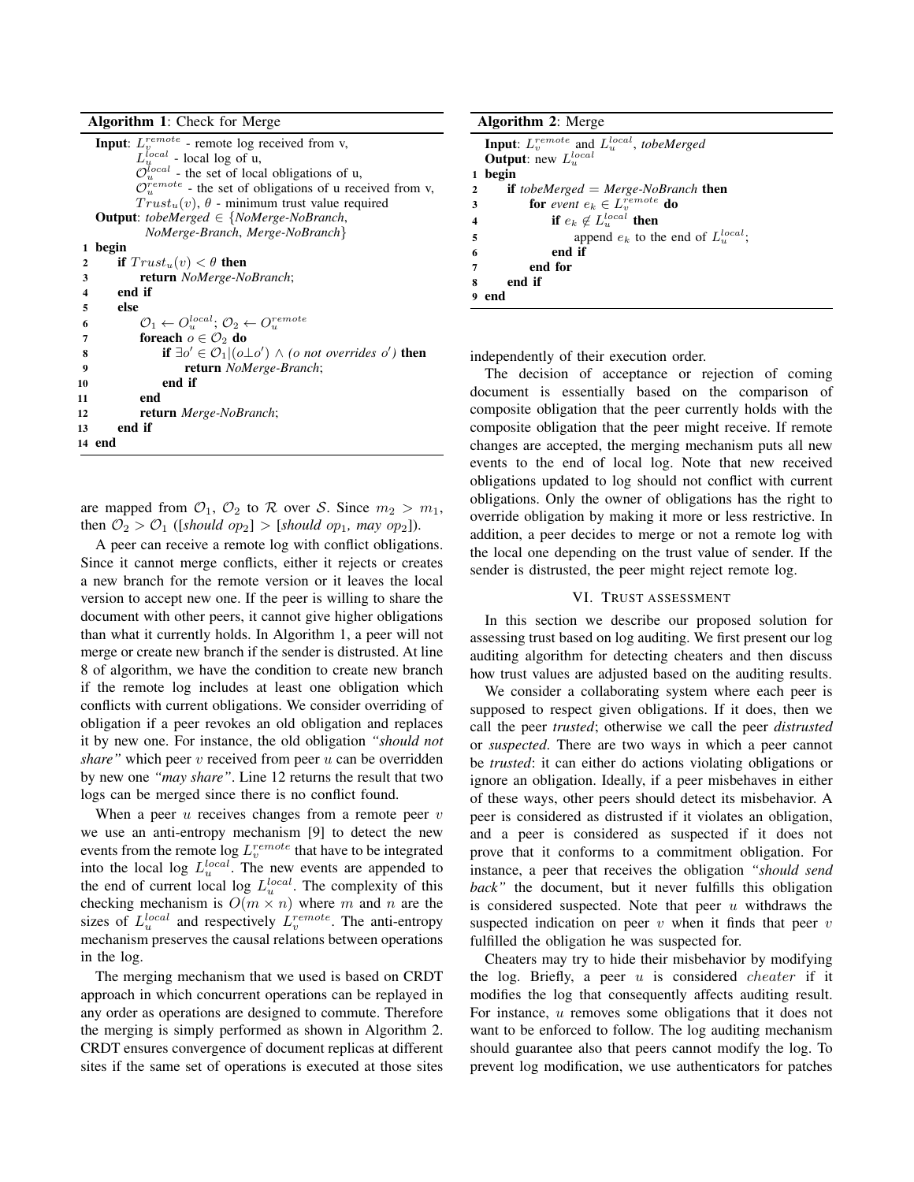**Algorithm 1**: Check for Merge

```
Input: L_v^remote - remote log received from v,
       L_u^local - local log of u,
       O_u^local - the set of local obligations of u,
       O_u^remote - the set of obligations of u received from v,
       Trust_u(v), θ - minimum trust value required
Output: tobeMerged ∈ {NoMerge-NoBranch,
        NoMerge-Branch, Merge-NoBranch}
1  begin
2      if Trust_u(v) < θ then
3          return NoMerge-NoBranch;
4      end if
5      else
6          O_1 ← O_u^local; O_2 ← O_u^remote
7          foreach o ∈ O_2 do
8              if ∃o' ∈ O_1|(o⊥o') ∧ (o not overrides o') then
9                  return NoMerge-Branch;
10             end if
11         end
12         return Merge-NoBranch;
13     end if
14 end
```

are mapped from $\mathcal{O}_1$, $\mathcal{O}_2$ to $\mathcal{R}$ over $\mathcal{S}$. Since $m_2 > m_1$, then $\mathcal{O}_2 > \mathcal{O}_1$ ([*should op*$_2$] $>$ [*should op*$_1$*, may op*$_2$]).

A peer can receive a remote log with conflict obligations. Since it cannot merge conflicts, either it rejects or creates a new branch for the remote version or it leaves the local version to accept new one. If the peer is willing to share the document with other peers, it cannot give higher obligations than what it currently holds. In Algorithm 1, a peer will not merge or create new branch if the sender is distrusted. At line 8 of algorithm, we have the condition to create new branch if the remote log includes at least one obligation which conflicts with current obligations. We consider overriding of obligation if a peer revokes an old obligation and replaces it by new one. For instance, the old obligation *"should not share"* which peer $v$ received from peer $u$ can be overridden by new one *"may share"*. Line 12 returns the result that two logs can be merged since there is no conflict found.

When a peer $u$ receives changes from a remote peer $v$ we use an anti-entropy mechanism [9] to detect the new events from the remote log $L_v^{remote}$ that have to be integrated into the local log $L_u^{local}$. The new events are appended to the end of current local log $L_u^{local}$. The complexity of this checking mechanism is $O(m \times n)$ where $m$ and $n$ are the sizes of $L_u^{local}$ and respectively $L_v^{remote}$. The anti-entropy mechanism preserves the causal relations between operations in the log.

The merging mechanism that we used is based on CRDT approach in which concurrent operations can be replayed in any order as operations are designed to commute. Therefore the merging is simply performed as shown in Algorithm 2. CRDT ensures convergence of document replicas at different sites if the same set of operations is executed at those sites

**Algorithm 2**: Merge

```
Input: L_v^remote and L_u^local, tobeMerged
Output: new L_u^local
1  begin
2      if tobeMerged = Merge-NoBranch then
3          for event e_k ∈ L_v^remote do
4              if e_k ∉ L_u^local then
5                  append e_k to the end of L_u^local;
6              end if
7          end for
8      end if
9  end
```

independently of their execution order.

The decision of acceptance or rejection of coming document is essentially based on the comparison of composite obligation that the peer currently holds with the composite obligation that the peer might receive. If remote changes are accepted, the merging mechanism puts all new events to the end of local log. Note that new received obligations updated to log should not conflict with current obligations. Only the owner of obligations has the right to override obligation by making it more or less restrictive. In addition, a peer decides to merge or not a remote log with the local one depending on the trust value of sender. If the sender is distrusted, the peer might reject remote log.

## VI. Trust assessment

In this section we describe our proposed solution for assessing trust based on log auditing. We first present our log auditing algorithm for detecting cheaters and then discuss how trust values are adjusted based on the auditing results.

We consider a collaborating system where each peer is supposed to respect given obligations. If it does, then we call the peer *trusted*; otherwise we call the peer *distrusted* or *suspected*. There are two ways in which a peer cannot be *trusted*: it can either do actions violating obligations or ignore an obligation. Ideally, if a peer misbehaves in either of these ways, other peers should detect its misbehavior. A peer is considered as distrusted if it violates an obligation, and a peer is considered as suspected if it does not prove that it conforms to a commitment obligation. For instance, a peer that receives the obligation *"should send back"* the document, but it never fulfills this obligation is considered suspected. Note that peer $u$ withdraws the suspected indication on peer $v$ when it finds that peer $v$ fulfilled the obligation he was suspected for.

Cheaters may try to hide their misbehavior by modifying the log. Briefly, a peer $u$ is considered $cheater$ if it modifies the log that consequently affects auditing result. For instance, $u$ removes some obligations that it does not want to be enforced to follow. The log auditing mechanism should guarantee also that peers cannot modify the log. To prevent log modification, we use authenticators for patches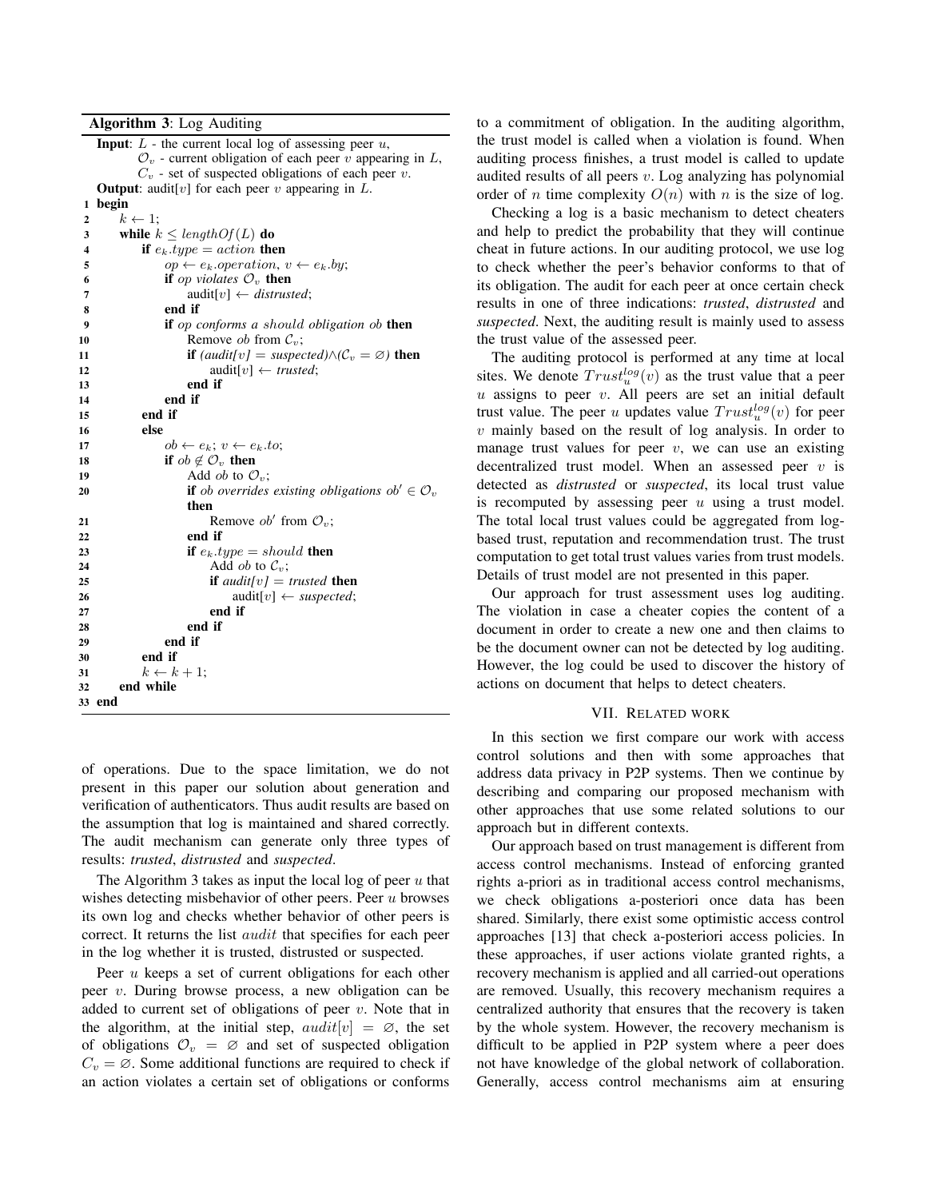**Algorithm 3**: Log Auditing

```
Input: L - the current local log of assessing peer u,
       O_v - current obligation of each peer v appearing in L,
       C_v - set of suspected obligations of each peer v.
Output: audit[v] for each peer v appearing in L.
1  begin
2      k ← 1;
3      while k ≤ lengthOf(L) do
4          if e_k.type = action then
5              op ← e_k.operation, v ← e_k.by;
6              if op violates O_v then
7                  audit[v] ← distrusted;
8              end if
9              if op conforms a should obligation ob then
10                 Remove ob from C_v;
11                 if (audit[v] = suspected)∧(C_v = ∅) then
12                     audit[v] ← trusted;
13                 end if
14             end if
15         end if
16         else
17             ob ← e_k; v ← e_k.to;
18             if ob ∉ O_v then
19                 Add ob to O_v;
20                 if ob overrides existing obligations ob' ∈ O_v
                   then
21                     Remove ob' from O_v;
22                 end if
23                 if e_k.type = should then
24                     Add ob to C_v;
25                     if audit[v] = trusted then
26                         audit[v] ← suspected;
27                     end if
28                 end if
29             end if
30         end if
31         k ← k + 1;
32     end while
33 end
```

of operations. Due to the space limitation, we do not present in this paper our solution about generation and verification of authenticators. Thus audit results are based on the assumption that log is maintained and shared correctly. The audit mechanism can generate only three types of results: *trusted*, *distrusted* and *suspected*.

The Algorithm 3 takes as input the local log of peer $u$ that wishes detecting misbehavior of other peers. Peer $u$ browses its own log and checks whether behavior of other peers is correct. It returns the list $audit$ that specifies for each peer in the log whether it is trusted, distrusted or suspected.

Peer $u$ keeps a set of current obligations for each other peer $v$. During browse process, a new obligation can be added to current set of obligations of peer $v$. Note that in the algorithm, at the initial step, $audit[v] = \varnothing$, the set of obligations $\mathcal{O}_v = \varnothing$ and set of suspected obligation $C_v = \varnothing$. Some additional functions are required to check if an action violates a certain set of obligations or conforms to a commitment of obligation. In the auditing algorithm, the trust model is called when a violation is found. When auditing process finishes, a trust model is called to update audited results of all peers $v$. Log analyzing has polynomial order of $n$ time complexity $O(n)$ with $n$ is the size of log.

Checking a log is a basic mechanism to detect cheaters and help to predict the probability that they will continue cheat in future actions. In our auditing protocol, we use log to check whether the peer's behavior conforms to that of its obligation. The audit for each peer at once certain check results in one of three indications: *trusted*, *distrusted* and *suspected*. Next, the auditing result is mainly used to assess the trust value of the assessed peer.

The auditing protocol is performed at any time at local sites. We denote $Trust_u^{log}(v)$ as the trust value that a peer $u$ assigns to peer $v$. All peers are set an initial default trust value. The peer $u$ updates value $Trust_u^{log}(v)$ for peer $v$ mainly based on the result of log analysis. In order to manage trust values for peer $v$, we can use an existing decentralized trust model. When an assessed peer $v$ is detected as *distrusted* or *suspected*, its local trust value is recomputed by assessing peer $u$ using a trust model. The total local trust values could be aggregated from log-based trust, reputation and recommendation trust. The trust computation to get total trust values varies from trust models. Details of trust model are not presented in this paper.

Our approach for trust assessment uses log auditing. The violation in case a cheater copies the content of a document in order to create a new one and then claims to be the document owner can not be detected by log auditing. However, the log could be used to discover the history of actions on document that helps to detect cheaters.

## VII. Related work

In this section we first compare our work with access control solutions and then with some approaches that address data privacy in P2P systems. Then we continue by describing and comparing our proposed mechanism with other approaches that use some related solutions to our approach but in different contexts.

Our approach based on trust management is different from access control mechanisms. Instead of enforcing granted rights a-priori as in traditional access control mechanisms, we check obligations a-posteriori once data has been shared. Similarly, there exist some optimistic access control approaches [13] that check a-posteriori access policies. In these approaches, if user actions violate granted rights, a recovery mechanism is applied and all carried-out operations are removed. Usually, this recovery mechanism requires a centralized authority that ensures that the recovery is taken by the whole system. However, the recovery mechanism is difficult to be applied in P2P system where a peer does not have knowledge of the global network of collaboration. Generally, access control mechanisms aim at ensuring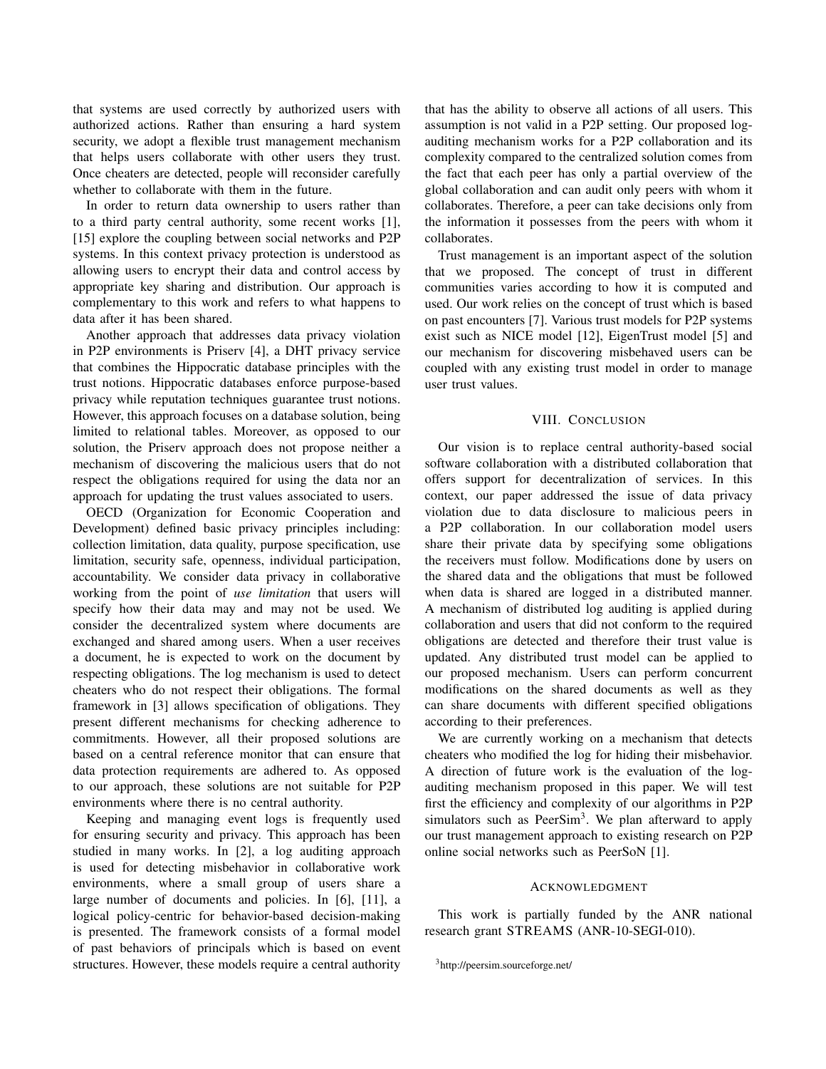that systems are used correctly by authorized users with authorized actions. Rather than ensuring a hard system security, we adopt a flexible trust management mechanism that helps users collaborate with other users they trust. Once cheaters are detected, people will reconsider carefully whether to collaborate with them in the future.

In order to return data ownership to users rather than to a third party central authority, some recent works [1], [15] explore the coupling between social networks and P2P systems. In this context privacy protection is understood as allowing users to encrypt their data and control access by appropriate key sharing and distribution. Our approach is complementary to this work and refers to what happens to data after it has been shared.

Another approach that addresses data privacy violation in P2P environments is Priserv [4], a DHT privacy service that combines the Hippocratic database principles with the trust notions. Hippocratic databases enforce purpose-based privacy while reputation techniques guarantee trust notions. However, this approach focuses on a database solution, being limited to relational tables. Moreover, as opposed to our solution, the Priserv approach does not propose neither a mechanism of discovering the malicious users that do not respect the obligations required for using the data nor an approach for updating the trust values associated to users.

OECD (Organization for Economic Cooperation and Development) defined basic privacy principles including: collection limitation, data quality, purpose specification, use limitation, security safe, openness, individual participation, accountability. We consider data privacy in collaborative working from the point of *use limitation* that users will specify how their data may and may not be used. We consider the decentralized system where documents are exchanged and shared among users. When a user receives a document, he is expected to work on the document by respecting obligations. The log mechanism is used to detect cheaters who do not respect their obligations. The formal framework in [3] allows specification of obligations. They present different mechanisms for checking adherence to commitments. However, all their proposed solutions are based on a central reference monitor that can ensure that data protection requirements are adhered to. As opposed to our approach, these solutions are not suitable for P2P environments where there is no central authority.

Keeping and managing event logs is frequently used for ensuring security and privacy. This approach has been studied in many works. In [2], a log auditing approach is used for detecting misbehavior in collaborative work environments, where a small group of users share a large number of documents and policies. In [6], [11], a logical policy-centric for behavior-based decision-making is presented. The framework consists of a formal model of past behaviors of principals which is based on event structures. However, these models require a central authority that has the ability to observe all actions of all users. This assumption is not valid in a P2P setting. Our proposed log-auditing mechanism works for a P2P collaboration and its complexity compared to the centralized solution comes from the fact that each peer has only a partial overview of the global collaboration and can audit only peers with whom it collaborates. Therefore, a peer can take decisions only from the information it possesses from the peers with whom it collaborates.

Trust management is an important aspect of the solution that we proposed. The concept of trust in different communities varies according to how it is computed and used. Our work relies on the concept of trust which is based on past encounters [7]. Various trust models for P2P systems exist such as NICE model [12], EigenTrust model [5] and our mechanism for discovering misbehaved users can be coupled with any existing trust model in order to manage user trust values.

## VIII. Conclusion

Our vision is to replace central authority-based social software collaboration with a distributed collaboration that offers support for decentralization of services. In this context, our paper addressed the issue of data privacy violation due to data disclosure to malicious peers in a P2P collaboration. In our collaboration model users share their private data by specifying some obligations the receivers must follow. Modifications done by users on the shared data and the obligations that must be followed when data is shared are logged in a distributed manner. A mechanism of distributed log auditing is applied during collaboration and users that did not conform to the required obligations are detected and therefore their trust value is updated. Any distributed trust model can be applied to our proposed mechanism. Users can perform concurrent modifications on the shared documents as well as they can share documents with different specified obligations according to their preferences.

We are currently working on a mechanism that detects cheaters who modified the log for hiding their misbehavior. A direction of future work is the evaluation of the log-auditing mechanism proposed in this paper. We will test first the efficiency and complexity of our algorithms in P2P simulators such as PeerSim[3]. We plan afterward to apply our trust management approach to existing research on P2P online social networks such as PeerSoN [1].

## Acknowledgment

This work is partially funded by the ANR national research grant STREAMS (ANR-10-SEGI-010).

[3]http://peersim.sourceforge.net/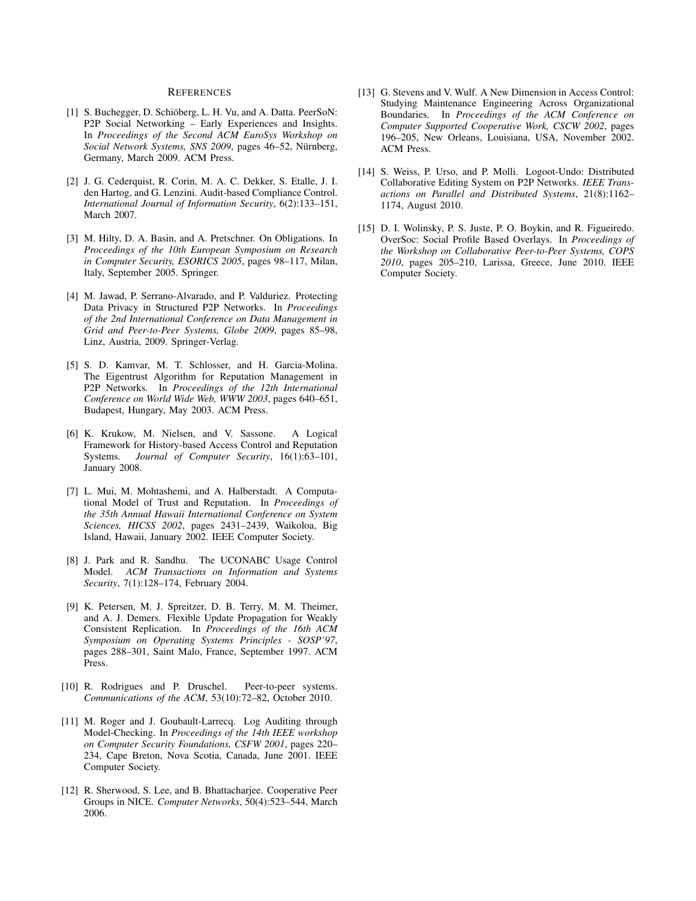# References

[1] S. Buchegger, D. Schiöberg, L. H. Vu, and A. Datta. PeerSoN: P2P Social Networking – Early Experiences and Insights. In *Proceedings of the Second ACM EuroSys Workshop on Social Network Systems, SNS 2009*, pages 46–52, Nürnberg, Germany, March 2009. ACM Press.

[2] J. G. Cederquist, R. Corin, M. A. C. Dekker, S. Etalle, J. I. den Hartog, and G. Lenzini. Audit-based Compliance Control. *International Journal of Information Security*, 6(2):133–151, March 2007.

[3] M. Hilty, D. A. Basin, and A. Pretschner. On Obligations. In *Proceedings of the 10th European Symposium on Research in Computer Security, ESORICS 2005*, pages 98–117, Milan, Italy, September 2005. Springer.

[4] M. Jawad, P. Serrano-Alvarado, and P. Valduriez. Protecting Data Privacy in Structured P2P Networks. In *Proceedings of the 2nd International Conference on Data Management in Grid and Peer-to-Peer Systems, Globe 2009*, pages 85–98, Linz, Austria, 2009. Springer-Verlag.

[5] S. D. Kamvar, M. T. Schlosser, and H. Garcia-Molina. The Eigentrust Algorithm for Reputation Management in P2P Networks. In *Proceedings of the 12th International Conference on World Wide Web, WWW 2003*, pages 640–651, Budapest, Hungary, May 2003. ACM Press.

[6] K. Krukow, M. Nielsen, and V. Sassone. A Logical Framework for History-based Access Control and Reputation Systems. *Journal of Computer Security*, 16(1):63–101, January 2008.

[7] L. Mui, M. Mohtashemi, and A. Halberstadt. A Computational Model of Trust and Reputation. In *Proceedings of the 35th Annual Hawaii International Conference on System Sciences, HICSS 2002*, pages 2431–2439, Waikoloa, Big Island, Hawaii, January 2002. IEEE Computer Society.

[8] J. Park and R. Sandhu. The UCONABC Usage Control Model. *ACM Transactions on Information and Systems Security*, 7(1):128–174, February 2004.

[9] K. Petersen, M. J. Spreitzer, D. B. Terry, M. M. Theimer, and A. J. Demers. Flexible Update Propagation for Weakly Consistent Replication. In *Proceedings of the 16th ACM Symposium on Operating Systems Principles - SOSP'97*, pages 288–301, Saint Malo, France, September 1997. ACM Press.

[10] R. Rodrigues and P. Druschel. Peer-to-peer systems. *Communications of the ACM*, 53(10):72–82, October 2010.

[11] M. Roger and J. Goubault-Larrecq. Log Auditing through Model-Checking. In *Proceedings of the 14th IEEE workshop on Computer Security Foundations, CSFW 2001*, pages 220–234, Cape Breton, Nova Scotia, Canada, June 2001. IEEE Computer Society.

[12] R. Sherwood, S. Lee, and B. Bhattacharjee. Cooperative Peer Groups in NICE. *Computer Networks*, 50(4):523–544, March 2006.

[13] G. Stevens and V. Wulf. A New Dimension in Access Control: Studying Maintenance Engineering Across Organizational Boundaries. In *Proceedings of the ACM Conference on Computer Supported Cooperative Work, CSCW 2002*, pages 196–205, New Orleans, Louisiana, USA, November 2002. ACM Press.

[14] S. Weiss, P. Urso, and P. Molli. Logoot-Undo: Distributed Collaborative Editing System on P2P Networks. *IEEE Transactions on Parallel and Distributed Systems*, 21(8):1162–1174, August 2010.

[15] D. I. Wolinsky, P. S. Juste, P. O. Boykin, and R. Figueiredo. OverSoc: Social Profile Based Overlays. In *Proceedings of the Workshop on Collaborative Peer-to-Peer Systems, COPS 2010*, pages 205–210, Larissa, Greece, June 2010. IEEE Computer Society.